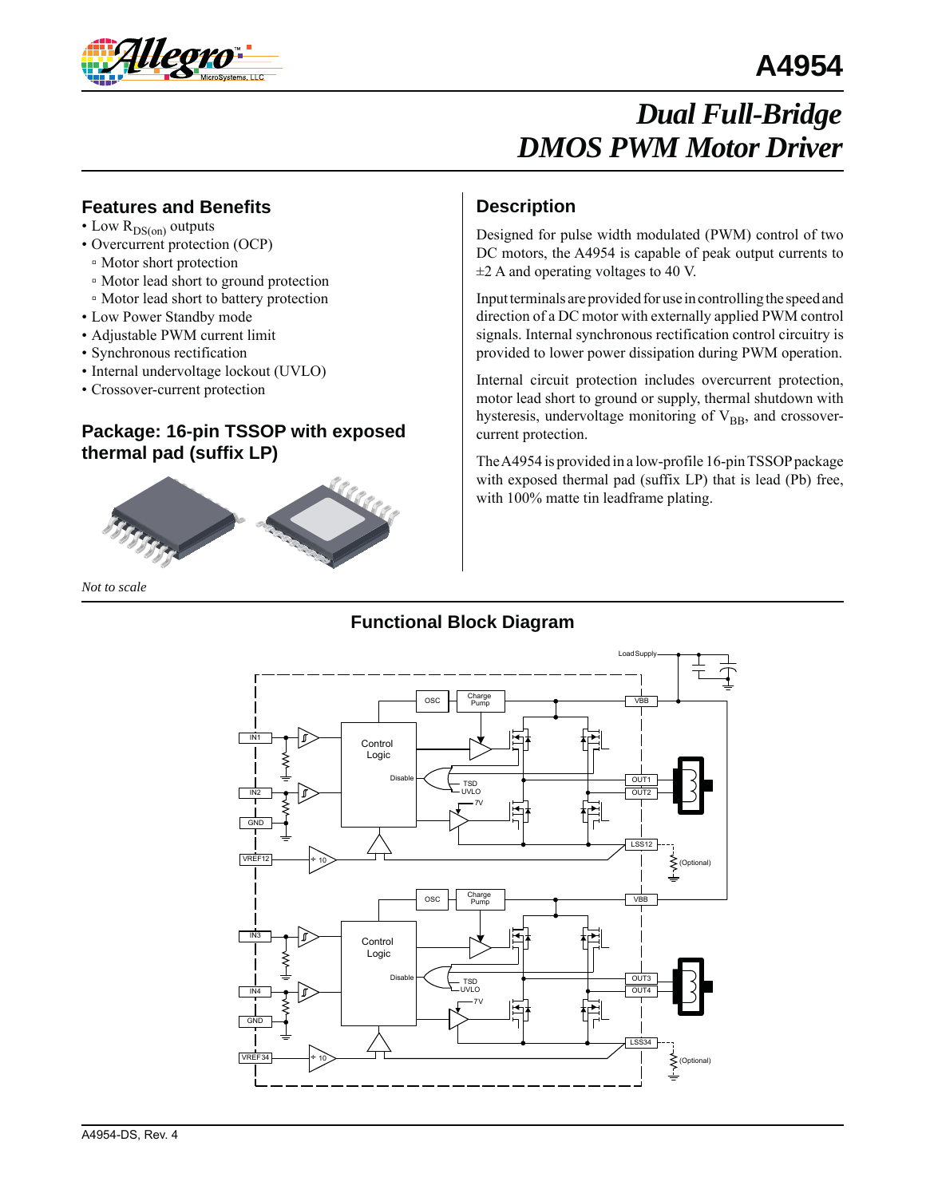# A4954

## *Dual Full-Bridge DMOS PWM Motor Driver*

## Features and Benefits

- Low $R_{DS(on)}$ outputs
- Overcurrent protection (OCP)
  - Motor short protection
  - Motor lead short to ground protection
  - Motor lead short to battery protection
- Low Power Standby mode
- Adjustable PWM current limit
- Synchronous rectification
- Internal undervoltage lockout (UVLO)
- Crossover-current protection

## Package: 16-pin TSSOP with exposed thermal pad (suffix LP)

*Not to scale*

## Description

Designed for pulse width modulated (PWM) control of two DC motors, the A4954 is capable of peak output currents to ±2 A and operating voltages to 40 V.

Input terminals are provided for use in controlling the speed and direction of a DC motor with externally applied PWM control signals. Internal synchronous rectification control circuitry is provided to lower power dissipation during PWM operation.

Internal circuit protection includes overcurrent protection, motor lead short to ground or supply, thermal shutdown with hysteresis, undervoltage monitoring of $V_{BB}$, and crossover-current protection.

The A4954 is provided in a low-profile 16-pin TSSOP package with exposed thermal pad (suffix LP) that is lead (Pb) free, with 100% matte tin leadframe plating.

## Functional Block Diagram

A4954-DS, Rev. 4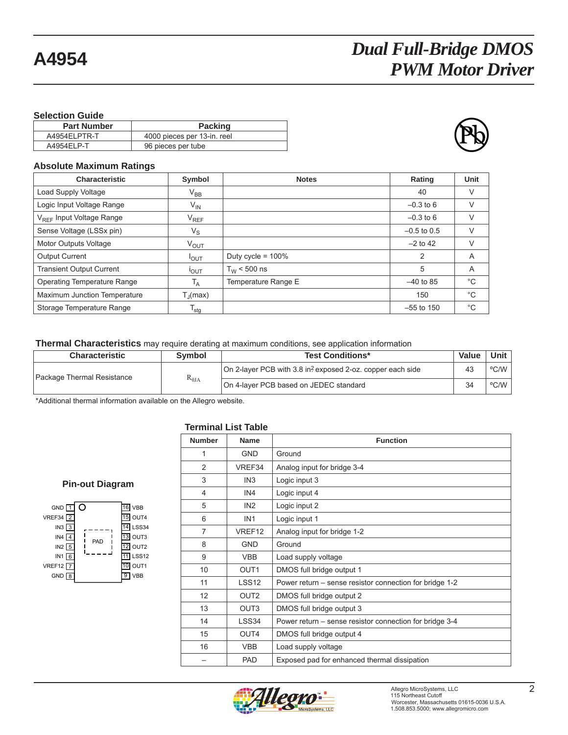## Selection Guide

| Part Number | Packing |
|---|---|
| A4954ELPTR-T | 4000 pieces per 13-in. reel |
| A4954ELP-T | 96 pieces per tube |

## Absolute Maximum Ratings

| Characteristic | Symbol | Notes | Rating | Unit |
|---|---|---|---|---|
| Load Supply Voltage | $V_{BB}$ | | 40 | V |
| Logic Input Voltage Range | $V_{IN}$ | | –0.3 to 6 | V |
| $V_{REF}$ Input Voltage Range | $V_{REF}$ | | –0.3 to 6 | V |
| Sense Voltage (LSSx pin) | $V_S$ | | –0.5 to 0.5 | V |
| Motor Outputs Voltage | $V_{OUT}$ | | –2 to 42 | V |
| Output Current | $I_{OUT}$ | Duty cycle = 100% | 2 | A |
| Transient Output Current | $i_{OUT}$ | $T_W$ < 500 ns | 5 | A |
| Operating Temperature Range | $T_A$ | Temperature Range E | –40 to 85 | °C |
| Maximum Junction Temperature | $T_J$(max) | | 150 | °C |
| Storage Temperature Range | $T_{stg}$ | | –55 to 150 | °C |

**Thermal Characteristics** may require derating at maximum conditions, see application information

| Characteristic | Symbol | Test Conditions* | Value | Unit |
|---|---|---|---|---|
| Package Thermal Resistance | $R_{\theta JA}$ | On 2-layer PCB with 3.8 in² exposed 2-oz. copper each side | 43 | °C/W |
| | | On 4-layer PCB based on JEDEC standard | 34 | °C/W |

*Additional thermal information available on the Allegro website.

### Pin-out Diagram

| Pin | Name | | Pin | Name |
|---|---|---|---|---|
| 1 | GND | | 16 | VBB |
| 2 | VREF34 | | 15 | OUT4 |
| 3 | IN3 | | 14 | LSS34 |
| 4 | IN4 | PAD | 13 | OUT3 |
| 5 | IN2 | | 12 | OUT2 |
| 6 | IN1 | | 11 | LSS12 |
| 7 | VREF12 | | 10 | OUT1 |
| 8 | GND | | 9 | VBB |

### Terminal List Table

| Number | Name | Function |
|---|---|---|
| 1 | GND | Ground |
| 2 | VREF34 | Analog input for bridge 3-4 |
| 3 | IN3 | Logic input 3 |
| 4 | IN4 | Logic input 4 |
| 5 | IN2 | Logic input 2 |
| 6 | IN1 | Logic input 1 |
| 7 | VREF12 | Analog input for bridge 1-2 |
| 8 | GND | Ground |
| 9 | VBB | Load supply voltage |
| 10 | OUT1 | DMOS full bridge output 1 |
| 11 | LSS12 | Power return – sense resistor connection for bridge 1-2 |
| 12 | OUT2 | DMOS full bridge output 2 |
| 13 | OUT3 | DMOS full bridge output 3 |
| 14 | LSS34 | Power return – sense resistor connection for bridge 3-4 |
| 15 | OUT4 | DMOS full bridge output 4 |
| 16 | VBB | Load supply voltage |
| – | PAD | Exposed pad for enhanced thermal dissipation |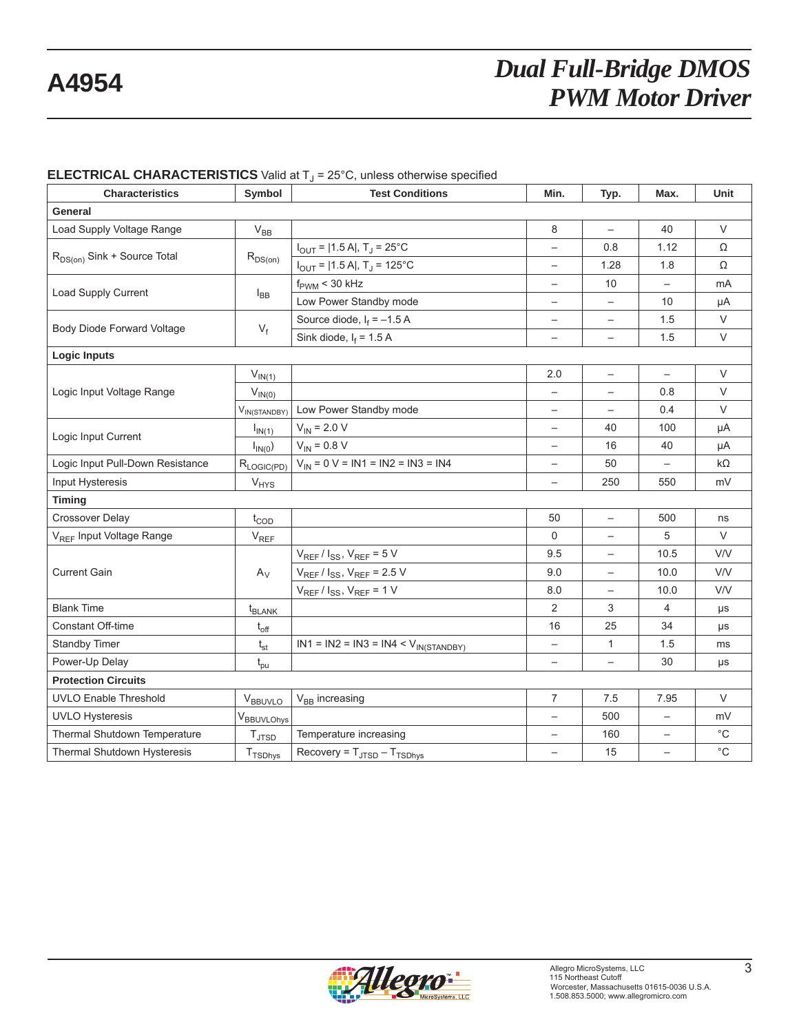**ELECTRICAL CHARACTERISTICS** Valid at $T_J$ = 25°C, unless otherwise specified

| Characteristics | Symbol | Test Conditions | Min. | Typ. | Max. | Unit |
|---|---|---|---|---|---|---|
| **General** | | | | | | |
| Load Supply Voltage Range | $V_{BB}$ | | 8 | – | 40 | V |
| $R_{DS(on)}$ Sink + Source Total | $R_{DS(on)}$ | $I_{OUT}$ = \|1.5 A\|, $T_J$ = 25°C | – | 0.8 | 1.12 | Ω |
| | | $I_{OUT}$ = \|1.5 A\|, $T_J$ = 125°C | – | 1.28 | 1.8 | Ω |
| Load Supply Current | $I_{BB}$ | $f_{PWM}$ < 30 kHz | – | 10 | – | mA |
| | | Low Power Standby mode | – | – | 10 | μA |
| Body Diode Forward Voltage | $V_f$ | Source diode, $I_f$ = –1.5 A | – | – | 1.5 | V |
| | | Sink diode, $I_f$ = 1.5 A | – | – | 1.5 | V |
| **Logic Inputs** | | | | | | |
| Logic Input Voltage Range | $V_{IN(1)}$ | | 2.0 | – | – | V |
| | $V_{IN(0)}$ | | – | – | 0.8 | V |
| | $V_{IN(STANDBY)}$ | Low Power Standby mode | – | – | 0.4 | V |
| Logic Input Current | $I_{IN(1)}$ | $V_{IN}$ = 2.0 V | – | 40 | 100 | μA |
| | $I_{IN(0)}$ | $V_{IN}$ = 0.8 V | – | 16 | 40 | μA |
| Logic Input Pull-Down Resistance | $R_{LOGIC(PD)}$ | $V_{IN}$ = 0 V = IN1 = IN2 = IN3 = IN4 | – | 50 | – | kΩ |
| Input Hysteresis | $V_{HYS}$ | | – | 250 | 550 | mV |
| **Timing** | | | | | | |
| Crossover Delay | $t_{COD}$ | | 50 | – | 500 | ns |
| $V_{REF}$ Input Voltage Range | $V_{REF}$ | | 0 | – | 5 | V |
| Current Gain | $A_V$ | $V_{REF}$ / $I_{SS}$, $V_{REF}$ = 5 V | 9.5 | – | 10.5 | V/V |
| | | $V_{REF}$ / $I_{SS}$, $V_{REF}$ = 2.5 V | 9.0 | – | 10.0 | V/V |
| | | $V_{REF}$ / $I_{SS}$, $V_{REF}$ = 1 V | 8.0 | – | 10.0 | V/V |
| Blank Time | $t_{BLANK}$ | | 2 | 3 | 4 | μs |
| Constant Off-time | $t_{off}$ | | 16 | 25 | 34 | μs |
| Standby Timer | $t_{st}$ | IN1 = IN2 = IN3 = IN4 < $V_{IN(STANDBY)}$ | – | 1 | 1.5 | ms |
| Power-Up Delay | $t_{pu}$ | | – | – | 30 | μs |
| **Protection Circuits** | | | | | | |
| UVLO Enable Threshold | $V_{BBUVLO}$ | $V_{BB}$ increasing | 7 | 7.5 | 7.95 | V |
| UVLO Hysteresis | $V_{BBUVLOhys}$ | | – | 500 | – | mV |
| Thermal Shutdown Temperature | $T_{JTSD}$ | Temperature increasing | – | 160 | – | °C |
| Thermal Shutdown Hysteresis | $T_{TSDhys}$ | Recovery = $T_{JTSD}$ – $T_{TSDhys}$ | – | 15 | – | °C |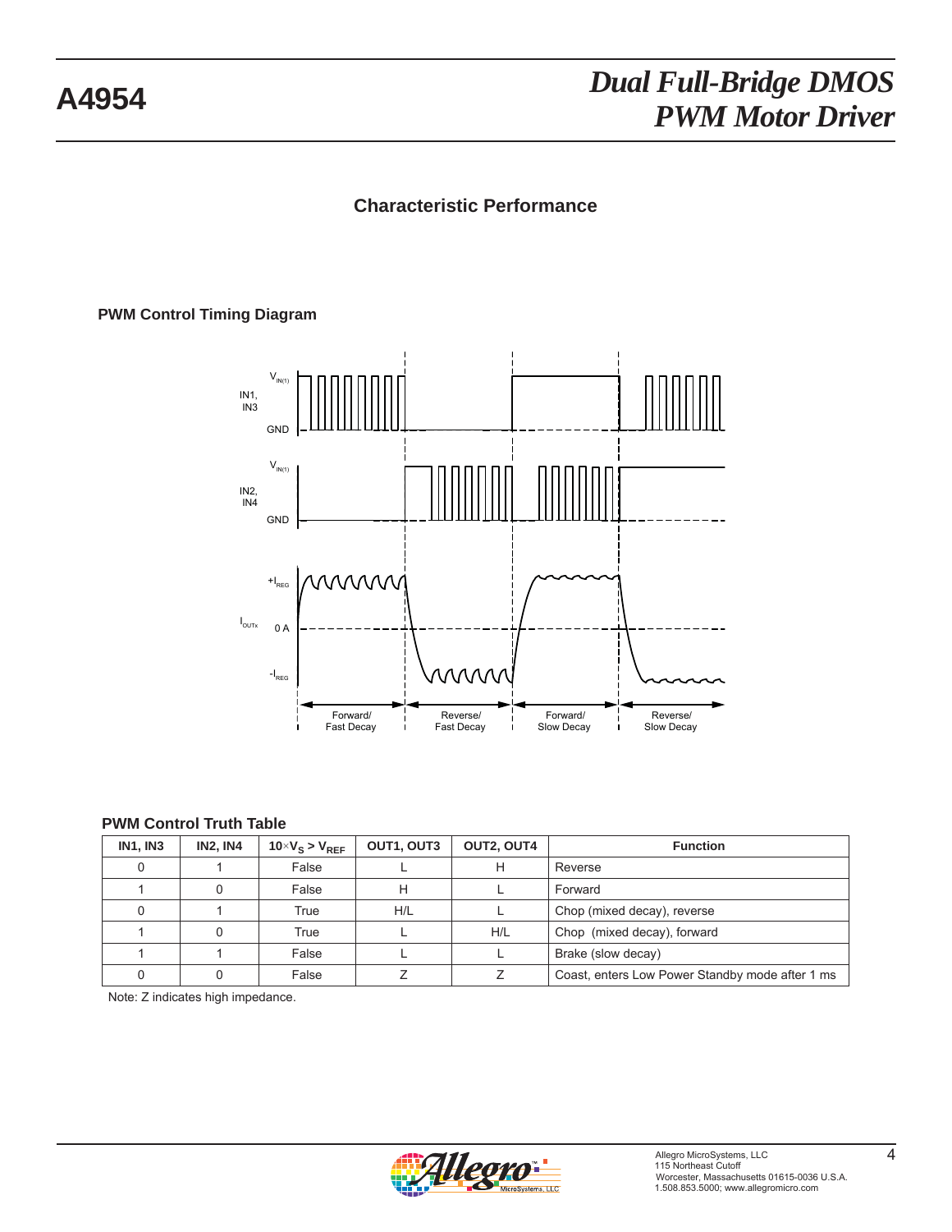## Characteristic Performance

### PWM Control Timing Diagram

### PWM Control Truth Table

| IN1, IN3 | IN2, IN4 | $10 \times V_S > V_{REF}$ | OUT1, OUT3 | OUT2, OUT4 | Function |
|---|---|---|---|---|---|
| 0 | 1 | False | L | H | Reverse |
| 1 | 0 | False | H | L | Forward |
| 0 | 1 | True | H/L | L | Chop (mixed decay), reverse |
| 1 | 0 | True | L | H/L | Chop (mixed decay), forward |
| 1 | 1 | False | L | L | Brake (slow decay) |
| 0 | 0 | False | Z | Z | Coast, enters Low Power Standby mode after 1 ms |

Note: Z indicates high impedance.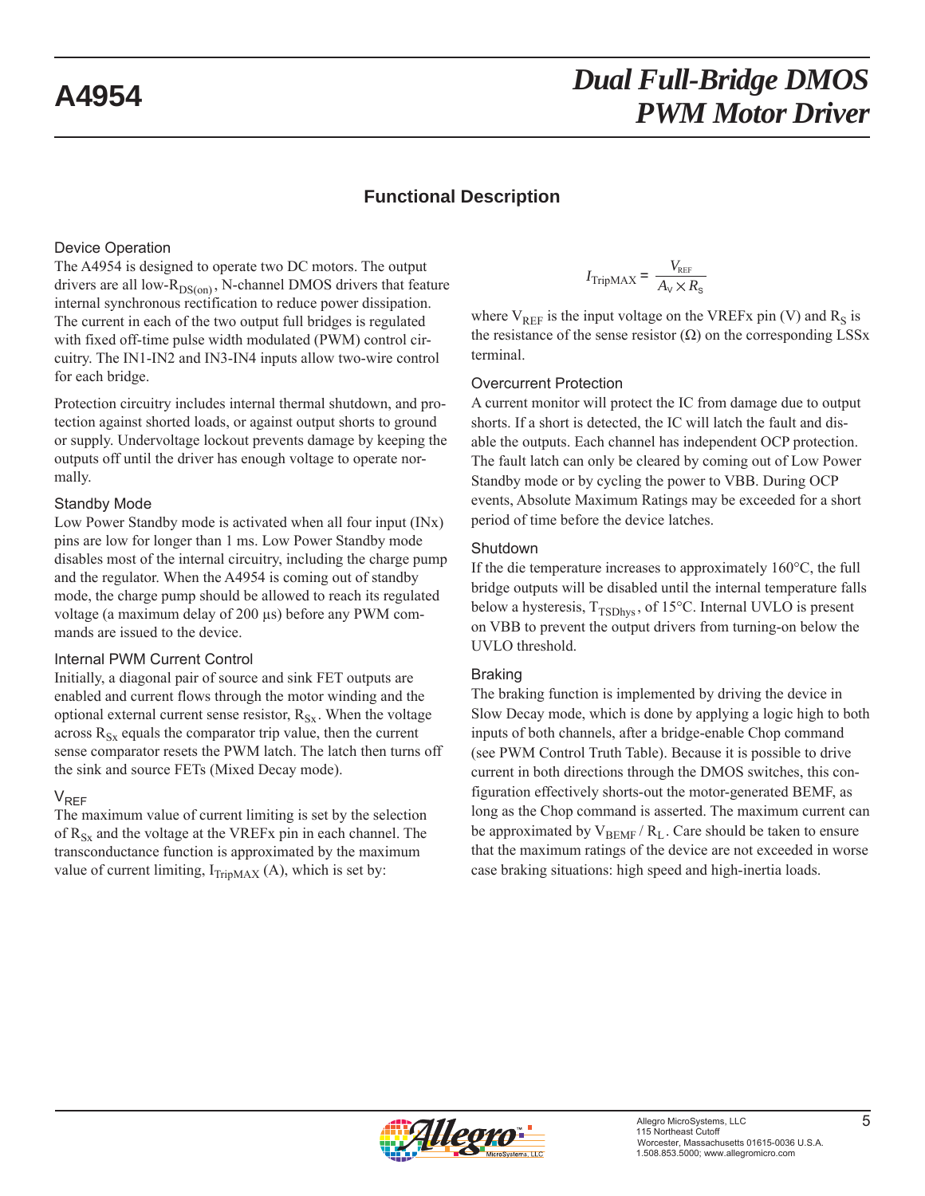## Functional Description

### Device Operation

The A4954 is designed to operate two DC motors. The output drivers are all low-$R_{DS(on)}$, N-channel DMOS drivers that feature internal synchronous rectification to reduce power dissipation. The current in each of the two output full bridges is regulated with fixed off-time pulse width modulated (PWM) control circuitry. The IN1-IN2 and IN3-IN4 inputs allow two-wire control for each bridge.

Protection circuitry includes internal thermal shutdown, and protection against shorted loads, or against output shorts to ground or supply. Undervoltage lockout prevents damage by keeping the outputs off until the driver has enough voltage to operate normally.

### Standby Mode

Low Power Standby mode is activated when all four input (INx) pins are low for longer than 1 ms. Low Power Standby mode disables most of the internal circuitry, including the charge pump and the regulator. When the A4954 is coming out of standby mode, the charge pump should be allowed to reach its regulated voltage (a maximum delay of 200 µs) before any PWM commands are issued to the device.

### Internal PWM Current Control

Initially, a diagonal pair of source and sink FET outputs are enabled and current flows through the motor winding and the optional external current sense resistor, $R_{Sx}$. When the voltage across $R_{Sx}$ equals the comparator trip value, then the current sense comparator resets the PWM latch. The latch then turns off the sink and source FETs (Mixed Decay mode).

### $V_{REF}$

The maximum value of current limiting is set by the selection of $R_{Sx}$ and the voltage at the VREFx pin in each channel. The transconductance function is approximated by the maximum value of current limiting, $I_{TripMAX}$ (A), which is set by:

$$I_{TripMAX} = \frac{V_{REF}}{A_V \times R_S}$$

where $V_{REF}$ is the input voltage on the VREFx pin (V) and $R_S$ is the resistance of the sense resistor (Ω) on the corresponding LSSx terminal.

### Overcurrent Protection

A current monitor will protect the IC from damage due to output shorts. If a short is detected, the IC will latch the fault and disable the outputs. Each channel has independent OCP protection. The fault latch can only be cleared by coming out of Low Power Standby mode or by cycling the power to VBB. During OCP events, Absolute Maximum Ratings may be exceeded for a short period of time before the device latches.

### Shutdown

If the die temperature increases to approximately 160°C, the full bridge outputs will be disabled until the internal temperature falls below a hysteresis, $T_{TSDhys}$, of 15°C. Internal UVLO is present on VBB to prevent the output drivers from turning-on below the UVLO threshold.

### Braking

The braking function is implemented by driving the device in Slow Decay mode, which is done by applying a logic high to both inputs of both channels, after a bridge-enable Chop command (see PWM Control Truth Table). Because it is possible to drive current in both directions through the DMOS switches, this configuration effectively shorts-out the motor-generated BEMF, as long as the Chop command is asserted. The maximum current can be approximated by $V_{BEMF} / R_L$. Care should be taken to ensure that the maximum ratings of the device are not exceeded in worse case braking situations: high speed and high-inertia loads.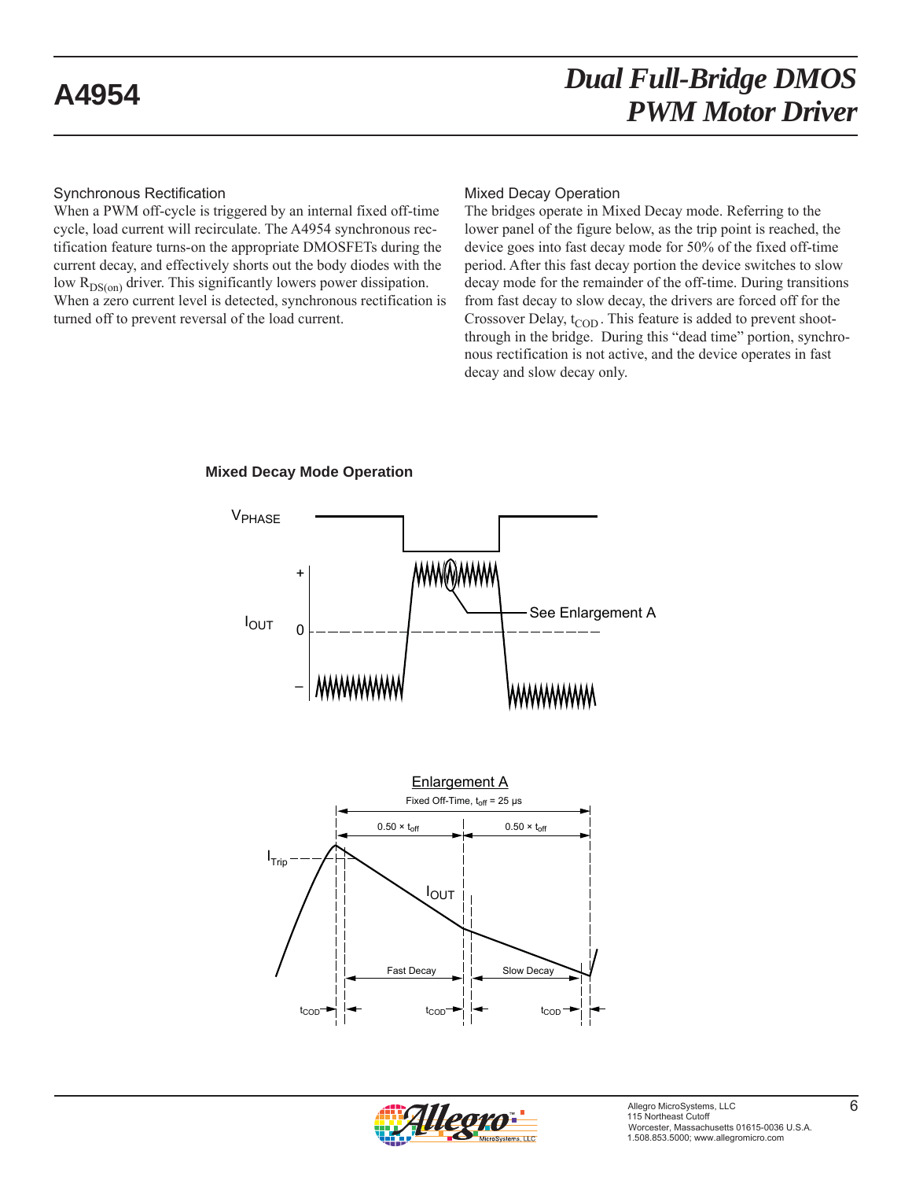### Synchronous Rectification

When a PWM off-cycle is triggered by an internal fixed off-time cycle, load current will recirculate. The A4954 synchronous rectification feature turns-on the appropriate DMOSFETs during the current decay, and effectively shorts out the body diodes with the low $R_{DS(on)}$ driver. This significantly lowers power dissipation. When a zero current level is detected, synchronous rectification is turned off to prevent reversal of the load current.

### Mixed Decay Operation

The bridges operate in Mixed Decay mode. Referring to the lower panel of the figure below, as the trip point is reached, the device goes into fast decay mode for 50% of the fixed off-time period. After this fast decay portion the device switches to slow decay mode for the remainder of the off-time. During transitions from fast decay to slow decay, the drivers are forced off for the Crossover Delay, $t_{COD}$. This feature is added to prevent shoot-through in the bridge. During this "dead time" portion, synchronous rectification is not active, and the device operates in fast decay and slow decay only.

**Mixed Decay Mode Operation**

$V_{PHASE}$

$I_{OUT}$ + 0 –

See Enlargement A

Enlargement A

Fixed Off-Time, $t_{off}$ = 25 μs

$0.50 \times t_{off}$ $0.50 \times t_{off}$

$I_{Trip}$

$I_{OUT}$

Fast Decay Slow Decay

$t_{COD}$ $t_{COD}$ $t_{COD}$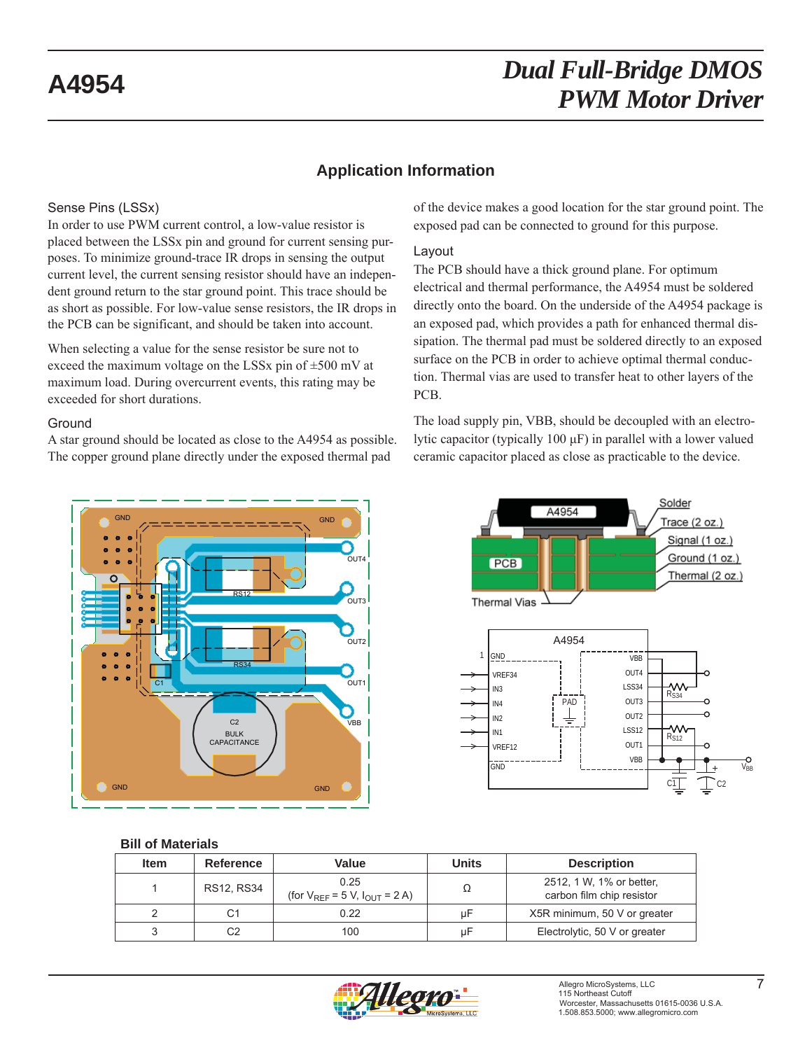## Application Information

### Sense Pins (LSSx)

In order to use PWM current control, a low-value resistor is placed between the LSSx pin and ground for current sensing purposes. To minimize ground-trace IR drops in sensing the output current level, the current sensing resistor should have an independent ground return to the star ground point. This trace should be as short as possible. For low-value sense resistors, the IR drops in the PCB can be significant, and should be taken into account.

When selecting a value for the sense resistor be sure not to exceed the maximum voltage on the LSSx pin of ±500 mV at maximum load. During overcurrent events, this rating may be exceeded for short durations.

### Ground

A star ground should be located as close to the A4954 as possible. The copper ground plane directly under the exposed thermal pad of the device makes a good location for the star ground point. The exposed pad can be connected to ground for this purpose.

### Layout

The PCB should have a thick ground plane. For optimum electrical and thermal performance, the A4954 must be soldered directly onto the board. On the underside of the A4954 package is an exposed pad, which provides a path for enhanced thermal dissipation. The thermal pad must be soldered directly to an exposed surface on the PCB in order to achieve optimal thermal conduction. Thermal vias are used to transfer heat to other layers of the PCB.

The load supply pin, VBB, should be decoupled with an electrolytic capacitor (typically 100 µF) in parallel with a lower valued ceramic capacitor placed as close as practicable to the device.

### Bill of Materials

| Item | Reference | Value | Units | Description |
|---|---|---|---|---|
| 1 | RS12, RS34 | 0.25 (for $V_{REF}$ = 5 V, $I_{OUT}$ = 2 A) | Ω | 2512, 1 W, 1% or better, carbon film chip resistor |
| 2 | C1 | 0.22 | µF | X5R minimum, 50 V or greater |
| 3 | C2 | 100 | µF | Electrolytic, 50 V or greater |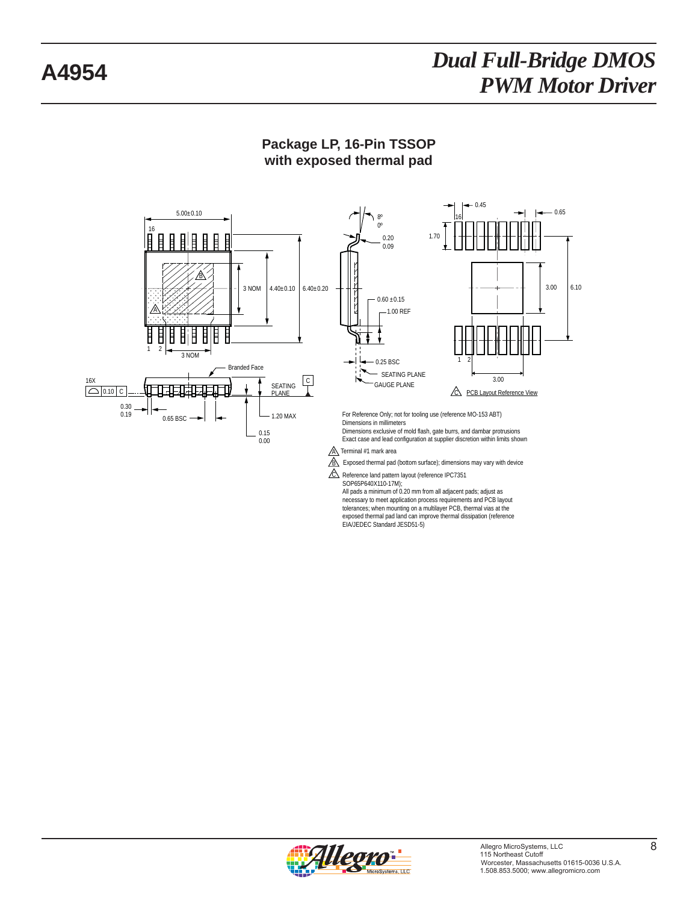## Package LP, 16-Pin TSSOP with exposed thermal pad

5.00±0.10

16

A

B

3 NOM

4.40±0.10

6.40±0.20

1 2

3 NOM

Branded Face

16X

0.10 C

C

SEATING PLANE

0.30
0.19

0.65 BSC

1.20 MAX

0.15
0.00

8º
0º

0.20
0.09

0.60 ±0.15

1.00 REF

0.25 BSC

SEATING PLANE

GAUGE PLANE

0.45

0.65

16

1.70

3.00

6.10

1 2

3.00

C PCB Layout Reference View

For Reference Only; not for tooling use (reference MO-153 ABT)
Dimensions in millimeters
Dimensions exclusive of mold flash, gate burrs, and dambar protrusions
Exact case and lead configuration at supplier discretion within limits shown

A Terminal #1 mark area

B Exposed thermal pad (bottom surface); dimensions may vary with device

C Reference land pattern layout (reference IPC7351 SOP65P640X110-17M);
All pads a minimum of 0.20 mm from all adjacent pads; adjust as necessary to meet application process requirements and PCB layout tolerances; when mounting on a multilayer PCB, thermal vias at the exposed thermal pad land can improve thermal dissipation (reference EIA/JEDEC Standard JESD51-5)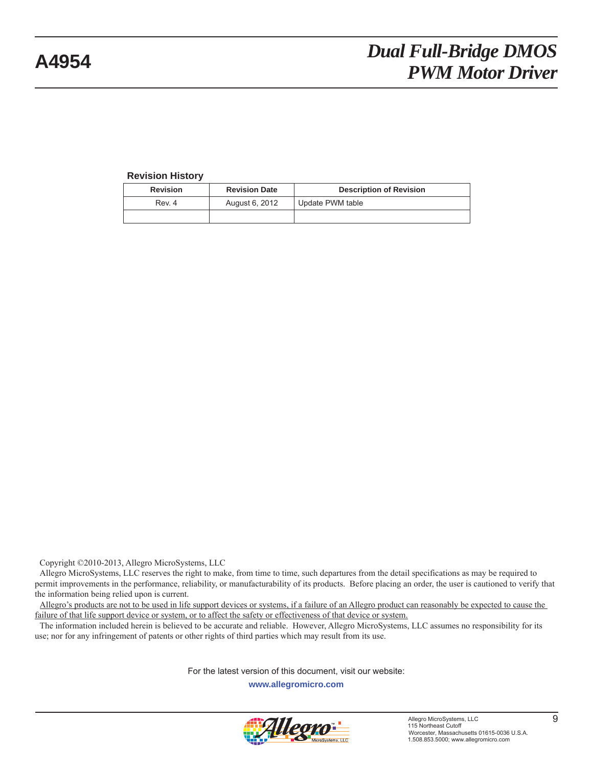## Revision History

| Revision | Revision Date | Description of Revision |
| --- | --- | --- |
| Rev. 4 | August 6, 2012 | Update PWM table |
| | | |

Copyright ©2010-2013, Allegro MicroSystems, LLC

Allegro MicroSystems, LLC reserves the right to make, from time to time, such departures from the detail specifications as may be required to permit improvements in the performance, reliability, or manufacturability of its products. Before placing an order, the user is cautioned to verify that the information being relied upon is current.

Allegro's products are not to be used in life support devices or systems, if a failure of an Allegro product can reasonably be expected to cause the failure of that life support device or system, or to affect the safety or effectiveness of that device or system.

The information included herein is believed to be accurate and reliable. However, Allegro MicroSystems, LLC assumes no responsibility for its use; nor for any infringement of patents or other rights of third parties which may result from its use.

For the latest version of this document, visit our website:

**www.allegromicro.com**